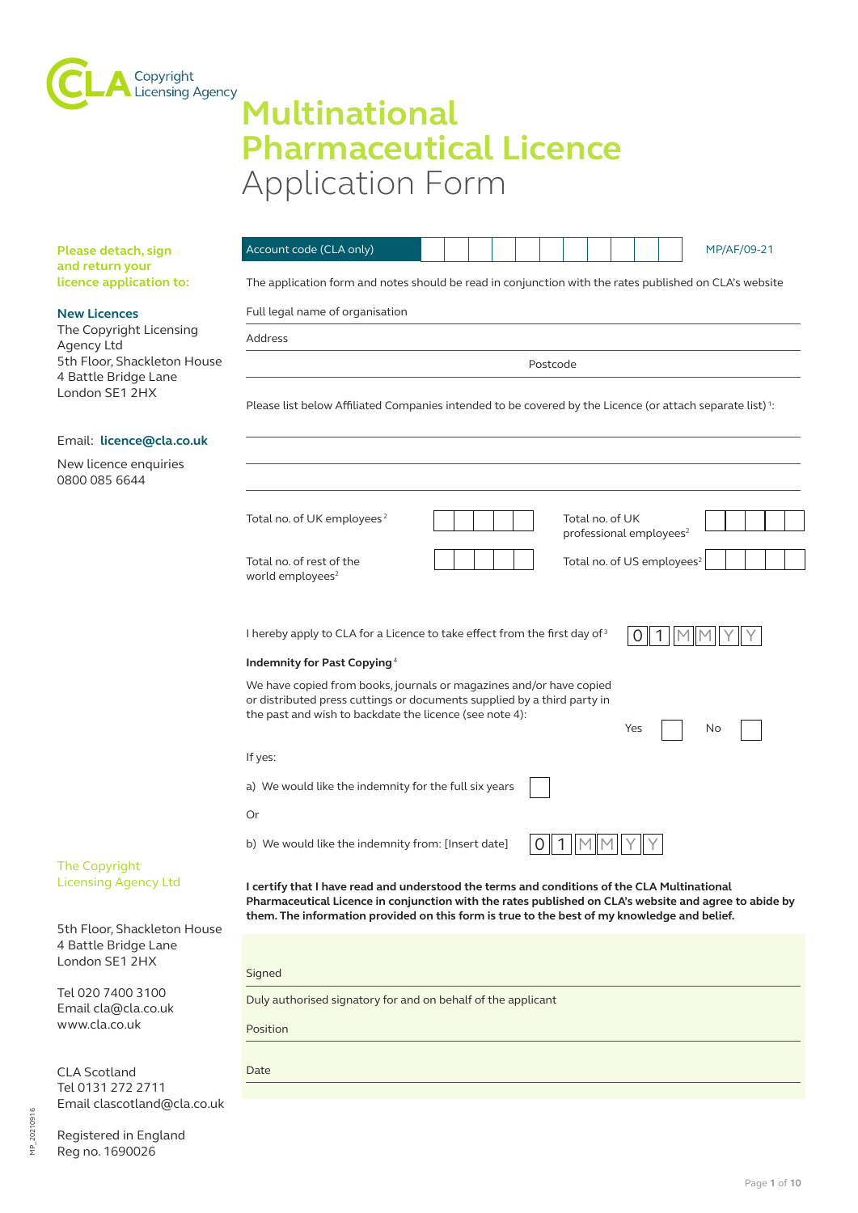CLA Copyright Licensing Agency

# Multinational Pharmaceutical Licence
## Application Form

**Please detach, sign and return your licence application to:**

**New Licences**
The Copyright Licensing Agency Ltd
5th Floor, Shackleton House
4 Battle Bridge Lane
London SE1 2HX

Email: **licence@cla.co.uk**

New licence enquiries
0800 085 6644

Account code (CLA only) | | | | | | | | | | |

MP/AF/09-21

The application form and notes should be read in conjunction with the rates published on CLA's website

Full legal name of organisation

Address

Postcode

Please list below Affiliated Companies intended to be covered by the Licence (or attach separate list)[1]:

Total no. of UK employees[2]

Total no. of UK professional employees[2]

Total no. of rest of the world employees[2]

Total no. of US employees[2]

I hereby apply to CLA for a Licence to take effect from the first day of[3] 0 1 M M Y Y

**Indemnity for Past Copying**[4]

We have copied from books, journals or magazines and/or have copied or distributed press cuttings or documents supplied by a third party in the past and wish to backdate the licence (see note 4):

Yes ☐ No ☐

If yes:

a) We would like the indemnity for the full six years ☐

Or

b) We would like the indemnity from: [Insert date] 0 1 M M Y Y

**I certify that I have read and understood the terms and conditions of the CLA Multinational Pharmaceutical Licence in conjunction with the rates published on CLA's website and agree to abide by them. The information provided on this form is true to the best of my knowledge and belief.**

Signed

Duly authorised signatory for and on behalf of the applicant

Position

Date

The Copyright Licensing Agency Ltd

5th Floor, Shackleton House
4 Battle Bridge Lane
London SE1 2HX

Tel 020 7400 3100
Email cla@cla.co.uk
www.cla.co.uk

CLA Scotland
Tel 0131 272 2711
Email clascotland@cla.co.uk

Registered in England
Reg no. 1690026

MP_20210916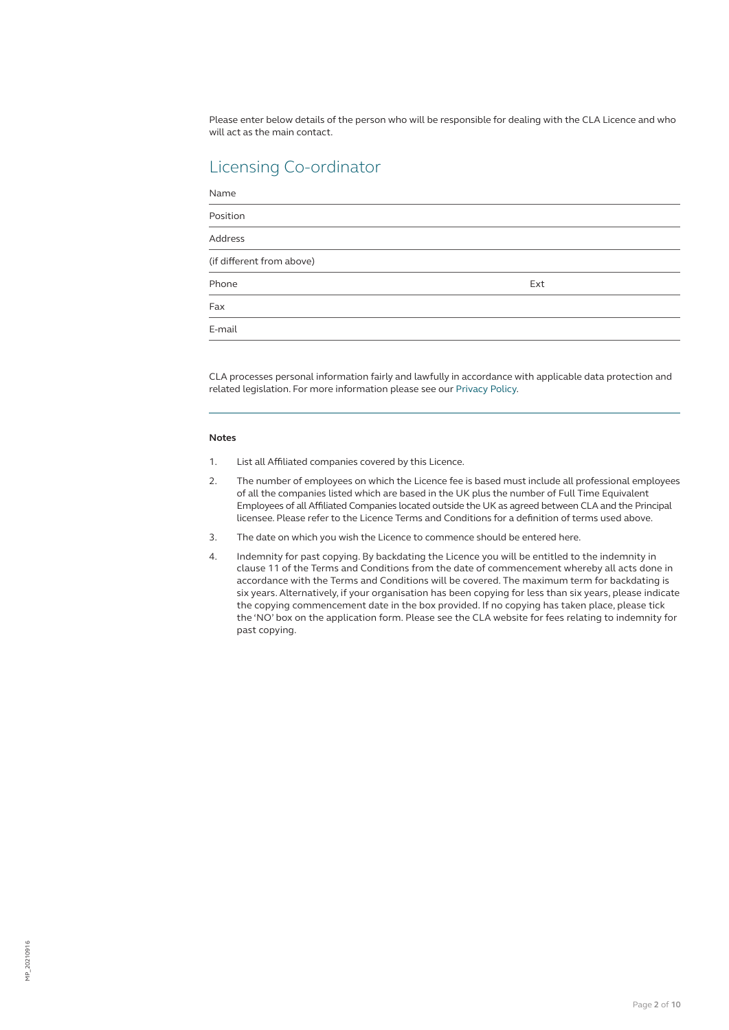Please enter below details of the person who will be responsible for dealing with the CLA Licence and who will act as the main contact.

## Licensing Co-ordinator

| | |
|---|---|
| Name | |
| Position | |
| Address | |
| (if different from above) | |
| Phone | Ext |
| Fax | |
| E-mail | |

CLA processes personal information fairly and lawfully in accordance with applicable data protection and related legislation. For more information please see our Privacy Policy.

**Notes**

1. List all Affiliated companies covered by this Licence.
2. The number of employees on which the Licence fee is based must include all professional employees of all the companies listed which are based in the UK plus the number of Full Time Equivalent Employees of all Affiliated Companies located outside the UK as agreed between CLA and the Principal licensee. Please refer to the Licence Terms and Conditions for a definition of terms used above.
3. The date on which you wish the Licence to commence should be entered here.
4. Indemnity for past copying. By backdating the Licence you will be entitled to the indemnity in clause 11 of the Terms and Conditions from the date of commencement whereby all acts done in accordance with the Terms and Conditions will be covered. The maximum term for backdating is six years. Alternatively, if your organisation has been copying for less than six years, please indicate the copying commencement date in the box provided. If no copying has taken place, please tick the 'NO' box on the application form. Please see the CLA website for fees relating to indemnity for past copying.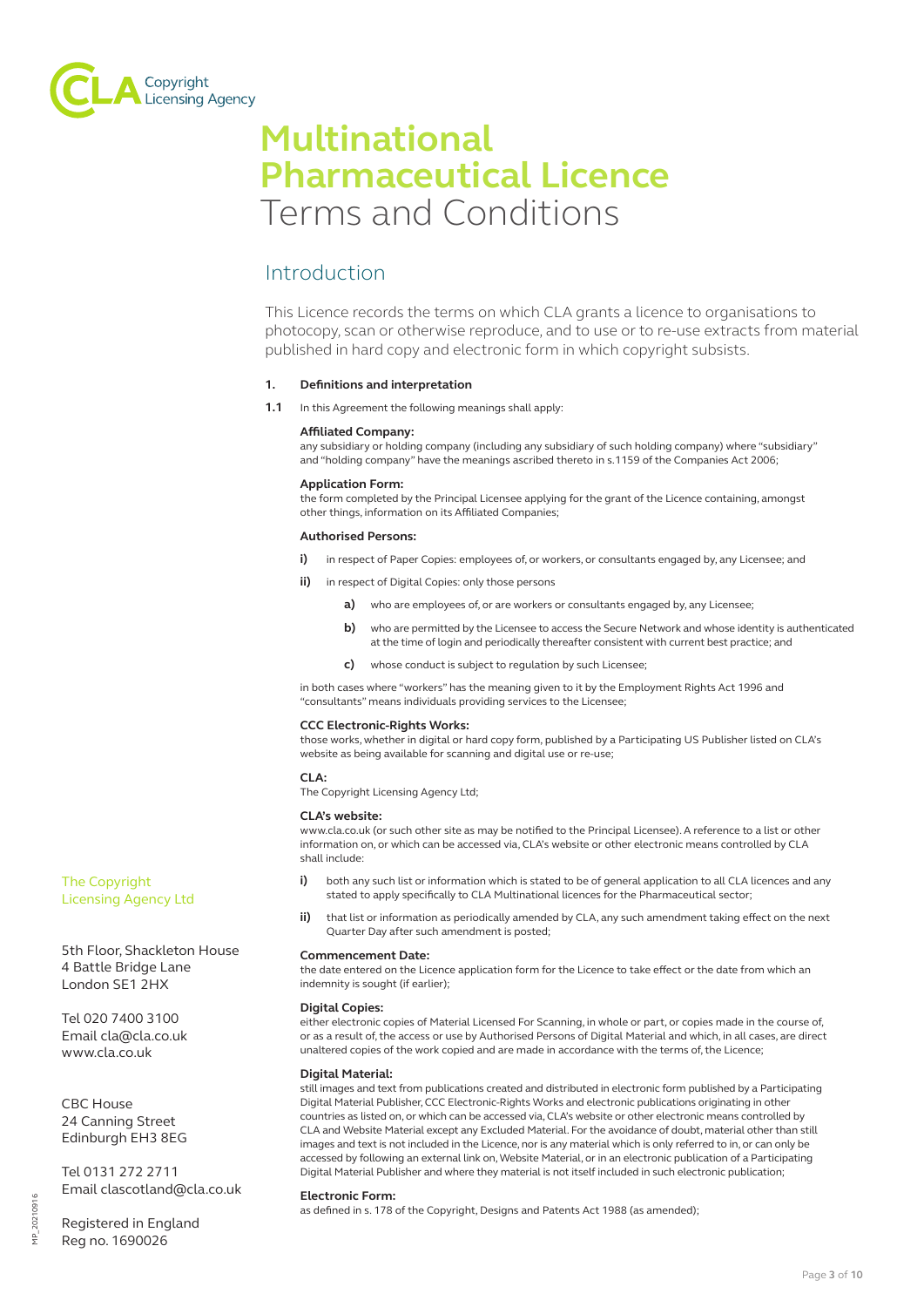# Multinational Pharmaceutical Licence

Terms and Conditions

## Introduction

This Licence records the terms on which CLA grants a licence to organisations to photocopy, scan or otherwise reproduce, and to use or to re-use extracts from material published in hard copy and electronic form in which copyright subsists.

**1. Definitions and interpretation**

**1.1** In this Agreement the following meanings shall apply:

**Affiliated Company:**
any subsidiary or holding company (including any subsidiary of such holding company) where "subsidiary" and "holding company" have the meanings ascribed thereto in s.1159 of the Companies Act 2006;

**Application Form:**
the form completed by the Principal Licensee applying for the grant of the Licence containing, amongst other things, information on its Affiliated Companies;

**Authorised Persons:**

**i)** in respect of Paper Copies: employees of, or workers, or consultants engaged by, any Licensee; and

**ii)** in respect of Digital Copies: only those persons

- **a)** who are employees of, or are workers or consultants engaged by, any Licensee;
- **b)** who are permitted by the Licensee to access the Secure Network and whose identity is authenticated at the time of login and periodically thereafter consistent with current best practice; and
- **c)** whose conduct is subject to regulation by such Licensee;

in both cases where "workers" has the meaning given to it by the Employment Rights Act 1996 and "consultants" means individuals providing services to the Licensee;

**CCC Electronic-Rights Works:**
those works, whether in digital or hard copy form, published by a Participating US Publisher listed on CLA's website as being available for scanning and digital use or re-use;

**CLA:**
The Copyright Licensing Agency Ltd;

**CLA's website:**
www.cla.co.uk (or such other site as may be notified to the Principal Licensee). A reference to a list or other information on, or which can be accessed via, CLA's website or other electronic means controlled by CLA shall include:

**i)** both any such list or information which is stated to be of general application to all CLA licences and any stated to apply specifically to CLA Multinational licences for the Pharmaceutical sector;

**ii)** that list or information as periodically amended by CLA, any such amendment taking effect on the next Quarter Day after such amendment is posted;

**Commencement Date:**
the date entered on the Licence application form for the Licence to take effect or the date from which an indemnity is sought (if earlier);

**Digital Copies:**
either electronic copies of Material Licensed For Scanning, in whole or part, or copies made in the course of, or as a result of, the access or use by Authorised Persons of Digital Material and which, in all cases, are direct unaltered copies of the work copied and are made in accordance with the terms of, the Licence;

**Digital Material:**
still images and text from publications created and distributed in electronic form published by a Participating Digital Material Publisher, CCC Electronic-Rights Works and electronic publications originating in other countries as listed on, or which can be accessed via, CLA's website or other electronic means controlled by CLA and Website Material except any Excluded Material. For the avoidance of doubt, material other than still images and text is not included in the Licence, nor is any material which is only referred to in, or can only be accessed by following an external link on, Website Material, or in an electronic publication of a Participating Digital Material Publisher and where they material is not itself included in such electronic publication;

**Electronic Form:**
as defined in s. 178 of the Copyright, Designs and Patents Act 1988 (as amended);

The Copyright Licensing Agency Ltd

5th Floor, Shackleton House
4 Battle Bridge Lane
London SE1 2HX

Tel 020 7400 3100
Email cla@cla.co.uk
www.cla.co.uk

CBC House
24 Canning Street
Edinburgh EH3 8EG

Tel 0131 272 2711
Email clascotland@cla.co.uk

Registered in England
Reg no. 1690026

MP_20210916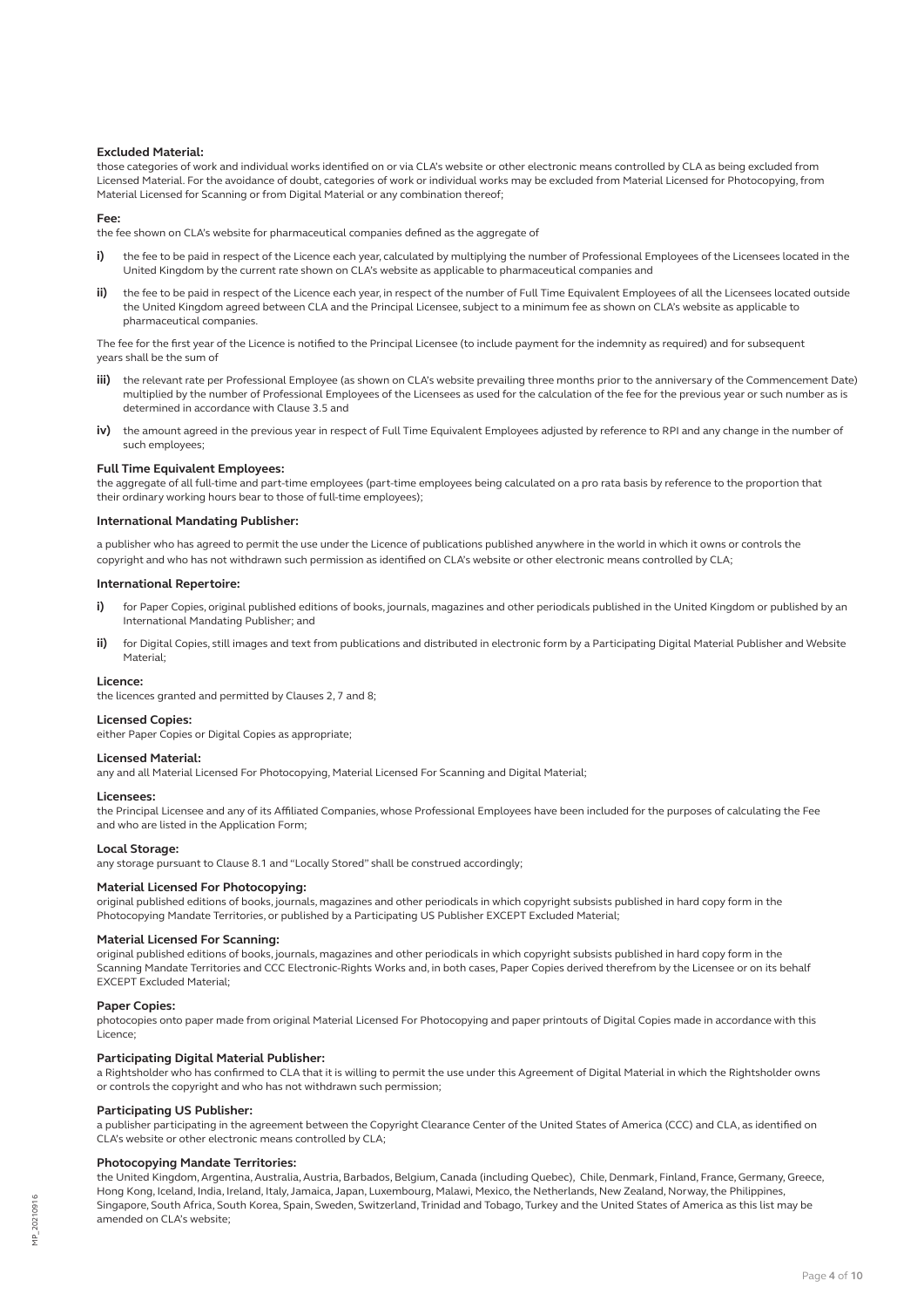**Excluded Material:**
those categories of work and individual works identified on or via CLA's website or other electronic means controlled by CLA as being excluded from Licensed Material. For the avoidance of doubt, categories of work or individual works may be excluded from Material Licensed for Photocopying, from Material Licensed for Scanning or from Digital Material or any combination thereof;

**Fee:**
the fee shown on CLA's website for pharmaceutical companies defined as the aggregate of

- **i)** the fee to be paid in respect of the Licence each year, calculated by multiplying the number of Professional Employees of the Licensees located in the United Kingdom by the current rate shown on CLA's website as applicable to pharmaceutical companies and
- **ii)** the fee to be paid in respect of the Licence each year, in respect of the number of Full Time Equivalent Employees of all the Licensees located outside the United Kingdom agreed between CLA and the Principal Licensee, subject to a minimum fee as shown on CLA's website as applicable to pharmaceutical companies.

The fee for the first year of the Licence is notified to the Principal Licensee (to include payment for the indemnity as required) and for subsequent years shall be the sum of

- **iii)** the relevant rate per Professional Employee (as shown on CLA's website prevailing three months prior to the anniversary of the Commencement Date) multiplied by the number of Professional Employees of the Licensees as used for the calculation of the fee for the previous year or such number as is determined in accordance with Clause 3.5 and
- **iv)** the amount agreed in the previous year in respect of Full Time Equivalent Employees adjusted by reference to RPI and any change in the number of such employees;

**Full Time Equivalent Employees:**
the aggregate of all full-time and part-time employees (part-time employees being calculated on a pro rata basis by reference to the proportion that their ordinary working hours bear to those of full-time employees);

**International Mandating Publisher:**
a publisher who has agreed to permit the use under the Licence of publications published anywhere in the world in which it owns or controls the copyright and who has not withdrawn such permission as identified on CLA's website or other electronic means controlled by CLA;

**International Repertoire:**

- **i)** for Paper Copies, original published editions of books, journals, magazines and other periodicals published in the United Kingdom or published by an International Mandating Publisher; and
- **ii)** for Digital Copies, still images and text from publications and distributed in electronic form by a Participating Digital Material Publisher and Website Material;

**Licence:**
the licences granted and permitted by Clauses 2, 7 and 8;

**Licensed Copies:**
either Paper Copies or Digital Copies as appropriate;

**Licensed Material:**
any and all Material Licensed For Photocopying, Material Licensed For Scanning and Digital Material;

**Licensees:**
the Principal Licensee and any of its Affiliated Companies, whose Professional Employees have been included for the purposes of calculating the Fee and who are listed in the Application Form;

**Local Storage:**
any storage pursuant to Clause 8.1 and "Locally Stored" shall be construed accordingly;

**Material Licensed For Photocopying:**
original published editions of books, journals, magazines and other periodicals in which copyright subsists published in hard copy form in the Photocopying Mandate Territories, or published by a Participating US Publisher EXCEPT Excluded Material;

**Material Licensed For Scanning:**
original published editions of books, journals, magazines and other periodicals in which copyright subsists published in hard copy form in the Scanning Mandate Territories and CCC Electronic-Rights Works and, in both cases, Paper Copies derived therefrom by the Licensee or on its behalf EXCEPT Excluded Material;

**Paper Copies:**
photocopies onto paper made from original Material Licensed For Photocopying and paper printouts of Digital Copies made in accordance with this Licence;

**Participating Digital Material Publisher:**
a Rightsholder who has confirmed to CLA that it is willing to permit the use under this Agreement of Digital Material in which the Rightsholder owns or controls the copyright and who has not withdrawn such permission;

**Participating US Publisher:**
a publisher participating in the agreement between the Copyright Clearance Center of the United States of America (CCC) and CLA, as identified on CLA's website or other electronic means controlled by CLA;

**Photocopying Mandate Territories:**
the United Kingdom, Argentina, Australia, Austria, Barbados, Belgium, Canada (including Quebec), Chile, Denmark, Finland, France, Germany, Greece, Hong Kong, Iceland, India, Ireland, Italy, Jamaica, Japan, Luxembourg, Malawi, Mexico, the Netherlands, New Zealand, Norway, the Philippines, Singapore, South Africa, South Korea, Spain, Sweden, Switzerland, Trinidad and Tobago, Turkey and the United States of America as this list may be amended on CLA's website;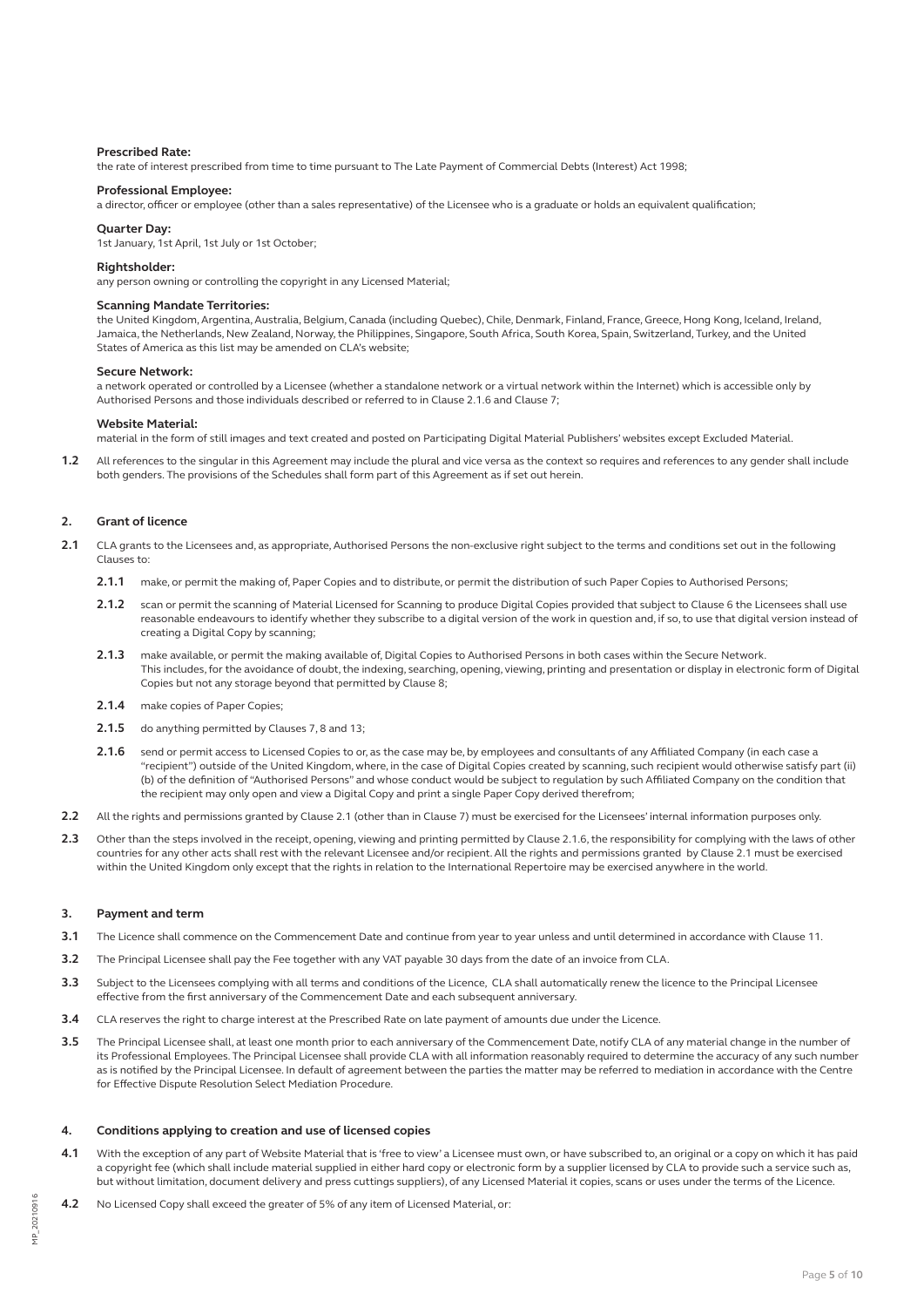**Prescribed Rate:**
the rate of interest prescribed from time to time pursuant to The Late Payment of Commercial Debts (Interest) Act 1998;

**Professional Employee:**
a director, officer or employee (other than a sales representative) of the Licensee who is a graduate or holds an equivalent qualification;

**Quarter Day:**
1st January, 1st April, 1st July or 1st October;

**Rightsholder:**
any person owning or controlling the copyright in any Licensed Material;

**Scanning Mandate Territories:**
the United Kingdom, Argentina, Australia, Belgium, Canada (including Quebec), Chile, Denmark, Finland, France, Greece, Hong Kong, Iceland, Ireland, Jamaica, the Netherlands, New Zealand, Norway, the Philippines, Singapore, South Africa, South Korea, Spain, Switzerland, Turkey, and the United States of America as this list may be amended on CLA's website;

**Secure Network:**
a network operated or controlled by a Licensee (whether a standalone network or a virtual network within the Internet) which is accessible only by Authorised Persons and those individuals described or referred to in Clause 2.1.6 and Clause 7;

**Website Material:**
material in the form of still images and text created and posted on Participating Digital Material Publishers' websites except Excluded Material.

**1.2** All references to the singular in this Agreement may include the plural and vice versa as the context so requires and references to any gender shall include both genders. The provisions of the Schedules shall form part of this Agreement as if set out herein.

## 2. Grant of licence

**2.1** CLA grants to the Licensees and, as appropriate, Authorised Persons the non-exclusive right subject to the terms and conditions set out in the following Clauses to:

- **2.1.1** make, or permit the making of, Paper Copies and to distribute, or permit the distribution of such Paper Copies to Authorised Persons;
- **2.1.2** scan or permit the scanning of Material Licensed for Scanning to produce Digital Copies provided that subject to Clause 6 the Licensees shall use reasonable endeavours to identify whether they subscribe to a digital version of the work in question and, if so, to use that digital version instead of creating a Digital Copy by scanning;
- **2.1.3** make available, or permit the making available of, Digital Copies to Authorised Persons in both cases within the Secure Network. This includes, for the avoidance of doubt, the indexing, searching, opening, viewing, printing and presentation or display in electronic form of Digital Copies but not any storage beyond that permitted by Clause 8;
- **2.1.4** make copies of Paper Copies;
- **2.1.5** do anything permitted by Clauses 7, 8 and 13;
- **2.1.6** send or permit access to Licensed Copies to or, as the case may be, by employees and consultants of any Affiliated Company (in each case a "recipient") outside of the United Kingdom, where, in the case of Digital Copies created by scanning, such recipient would otherwise satisfy part (ii)(b) of the definition of "Authorised Persons" and whose conduct would be subject to regulation by such Affiliated Company on the condition that the recipient may only open and view a Digital Copy and print a single Paper Copy derived therefrom;

**2.2** All the rights and permissions granted by Clause 2.1 (other than in Clause 7) must be exercised for the Licensees' internal information purposes only.

**2.3** Other than the steps involved in the receipt, opening, viewing and printing permitted by Clause 2.1.6, the responsibility for complying with the laws of other countries for any other acts shall rest with the relevant Licensee and/or recipient. All the rights and permissions granted by Clause 2.1 must be exercised within the United Kingdom only except that the rights in relation to the International Repertoire may be exercised anywhere in the world.

## 3. Payment and term

**3.1** The Licence shall commence on the Commencement Date and continue from year to year unless and until determined in accordance with Clause 11.

**3.2** The Principal Licensee shall pay the Fee together with any VAT payable 30 days from the date of an invoice from CLA.

**3.3** Subject to the Licensees complying with all terms and conditions of the Licence, CLA shall automatically renew the licence to the Principal Licensee effective from the first anniversary of the Commencement Date and each subsequent anniversary.

**3.4** CLA reserves the right to charge interest at the Prescribed Rate on late payment of amounts due under the Licence.

**3.5** The Principal Licensee shall, at least one month prior to each anniversary of the Commencement Date, notify CLA of any material change in the number of its Professional Employees. The Principal Licensee shall provide CLA with all information reasonably required to determine the accuracy of any such number as is notified by the Principal Licensee. In default of agreement between the parties the matter may be referred to mediation in accordance with the Centre for Effective Dispute Resolution Select Mediation Procedure.

## 4. Conditions applying to creation and use of licensed copies

**4.1** With the exception of any part of Website Material that is 'free to view' a Licensee must own, or have subscribed to, an original or a copy on which it has paid a copyright fee (which shall include material supplied in either hard copy or electronic form by a supplier licensed by CLA to provide such a service such as, but without limitation, document delivery and press cuttings suppliers), of any Licensed Material it copies, scans or uses under the terms of the Licence.

**4.2** No Licensed Copy shall exceed the greater of 5% of any item of Licensed Material, or: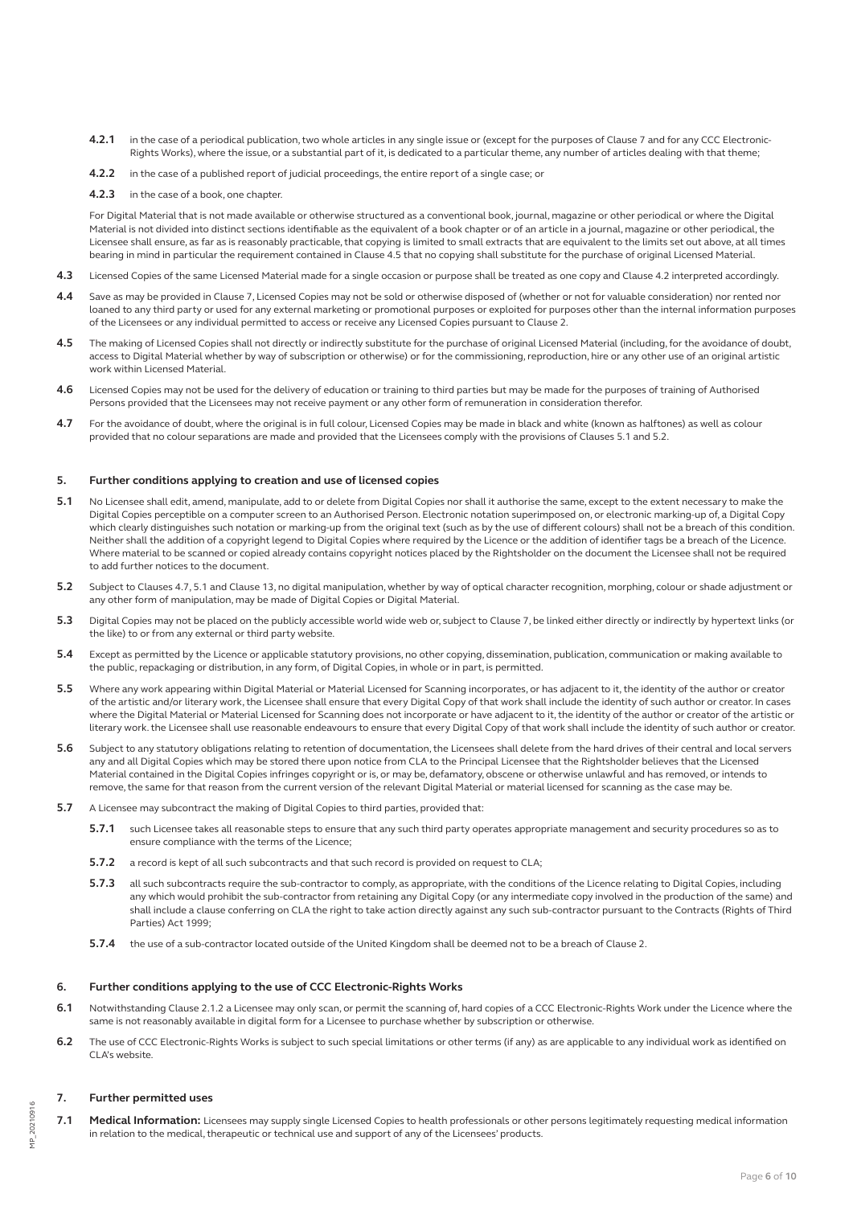**4.2.1** in the case of a periodical publication, two whole articles in any single issue or (except for the purposes of Clause 7 and for any CCC Electronic-Rights Works), where the issue, or a substantial part of it, is dedicated to a particular theme, any number of articles dealing with that theme;

**4.2.2** in the case of a published report of judicial proceedings, the entire report of a single case; or

**4.2.3** in the case of a book, one chapter.

For Digital Material that is not made available or otherwise structured as a conventional book, journal, magazine or other periodical or where the Digital Material is not divided into distinct sections identifiable as the equivalent of a book chapter or of an article in a journal, magazine or other periodical, the Licensee shall ensure, as far as is reasonably practicable, that copying is limited to small extracts that are equivalent to the limits set out above, at all times bearing in mind in particular the requirement contained in Clause 4.5 that no copying shall substitute for the purchase of original Licensed Material.

**4.3** Licensed Copies of the same Licensed Material made for a single occasion or purpose shall be treated as one copy and Clause 4.2 interpreted accordingly.

**4.4** Save as may be provided in Clause 7, Licensed Copies may not be sold or otherwise disposed of (whether or not for valuable consideration) nor rented nor loaned to any third party or used for any external marketing or promotional purposes or exploited for purposes other than the internal information purposes of the Licensees or any individual permitted to access or receive any Licensed Copies pursuant to Clause 2.

**4.5** The making of Licensed Copies shall not directly or indirectly substitute for the purchase of original Licensed Material (including, for the avoidance of doubt, access to Digital Material whether by way of subscription or otherwise) or for the commissioning, reproduction, hire or any other use of an original artistic work within Licensed Material.

**4.6** Licensed Copies may not be used for the delivery of education or training to third parties but may be made for the purposes of training of Authorised Persons provided that the Licensees may not receive payment or any other form of remuneration in consideration therefor.

**4.7** For the avoidance of doubt, where the original is in full colour, Licensed Copies may be made in black and white (known as halftones) as well as colour provided that no colour separations are made and provided that the Licensees comply with the provisions of Clauses 5.1 and 5.2.

## 5. Further conditions applying to creation and use of licensed copies

**5.1** No Licensee shall edit, amend, manipulate, add to or delete from Digital Copies nor shall it authorise the same, except to the extent necessary to make the Digital Copies perceptible on a computer screen to an Authorised Person. Electronic notation superimposed on, or electronic marking-up of, a Digital Copy which clearly distinguishes such notation or marking-up from the original text (such as by the use of different colours) shall not be a breach of this condition. Neither shall the addition of a copyright legend to Digital Copies where required by the Licence or the addition of identifier tags be a breach of the Licence. Where material to be scanned or copied already contains copyright notices placed by the Rightsholder on the document the Licensee shall not be required to add further notices to the document.

**5.2** Subject to Clauses 4.7, 5.1 and Clause 13, no digital manipulation, whether by way of optical character recognition, morphing, colour or shade adjustment or any other form of manipulation, may be made of Digital Copies or Digital Material.

**5.3** Digital Copies may not be placed on the publicly accessible world wide web or, subject to Clause 7, be linked either directly or indirectly by hypertext links (or the like) to or from any external or third party website.

**5.4** Except as permitted by the Licence or applicable statutory provisions, no other copying, dissemination, publication, communication or making available to the public, repackaging or distribution, in any form, of Digital Copies, in whole or in part, is permitted.

**5.5** Where any work appearing within Digital Material or Material Licensed for Scanning incorporates, or has adjacent to it, the identity of the author or creator of the artistic and/or literary work, the Licensee shall ensure that every Digital Copy of that work shall include the identity of such author or creator. In cases where the Digital Material or Material Licensed for Scanning does not incorporate or have adjacent to it, the identity of the author or creator of the artistic or literary work. the Licensee shall use reasonable endeavours to ensure that every Digital Copy of that work shall include the identity of such author or creator.

**5.6** Subject to any statutory obligations relating to retention of documentation, the Licensees shall delete from the hard drives of their central and local servers any and all Digital Copies which may be stored there upon notice from CLA to the Principal Licensee that the Rightsholder believes that the Licensed Material contained in the Digital Copies infringes copyright or is, or may be, defamatory, obscene or otherwise unlawful and has removed, or intends to remove, the same for that reason from the current version of the relevant Digital Material or material licensed for scanning as the case may be.

**5.7** A Licensee may subcontract the making of Digital Copies to third parties, provided that:

**5.7.1** such Licensee takes all reasonable steps to ensure that any such third party operates appropriate management and security procedures so as to ensure compliance with the terms of the Licence;

**5.7.2** a record is kept of all such subcontracts and that such record is provided on request to CLA;

**5.7.3** all such subcontracts require the sub-contractor to comply, as appropriate, with the conditions of the Licence relating to Digital Copies, including any which would prohibit the sub-contractor from retaining any Digital Copy (or any intermediate copy involved in the production of the same) and shall include a clause conferring on CLA the right to take action directly against any such sub-contractor pursuant to the Contracts (Rights of Third Parties) Act 1999;

**5.7.4** the use of a sub-contractor located outside of the United Kingdom shall be deemed not to be a breach of Clause 2.

## 6. Further conditions applying to the use of CCC Electronic-Rights Works

**6.1** Notwithstanding Clause 2.1.2 a Licensee may only scan, or permit the scanning of, hard copies of a CCC Electronic-Rights Work under the Licence where the same is not reasonably available in digital form for a Licensee to purchase whether by subscription or otherwise.

**6.2** The use of CCC Electronic-Rights Works is subject to such special limitations or other terms (if any) as are applicable to any individual work as identified on CLA's website.

## 7. Further permitted uses

**7.1** **Medical Information:** Licensees may supply single Licensed Copies to health professionals or other persons legitimately requesting medical information in relation to the medical, therapeutic or technical use and support of any of the Licensees' products.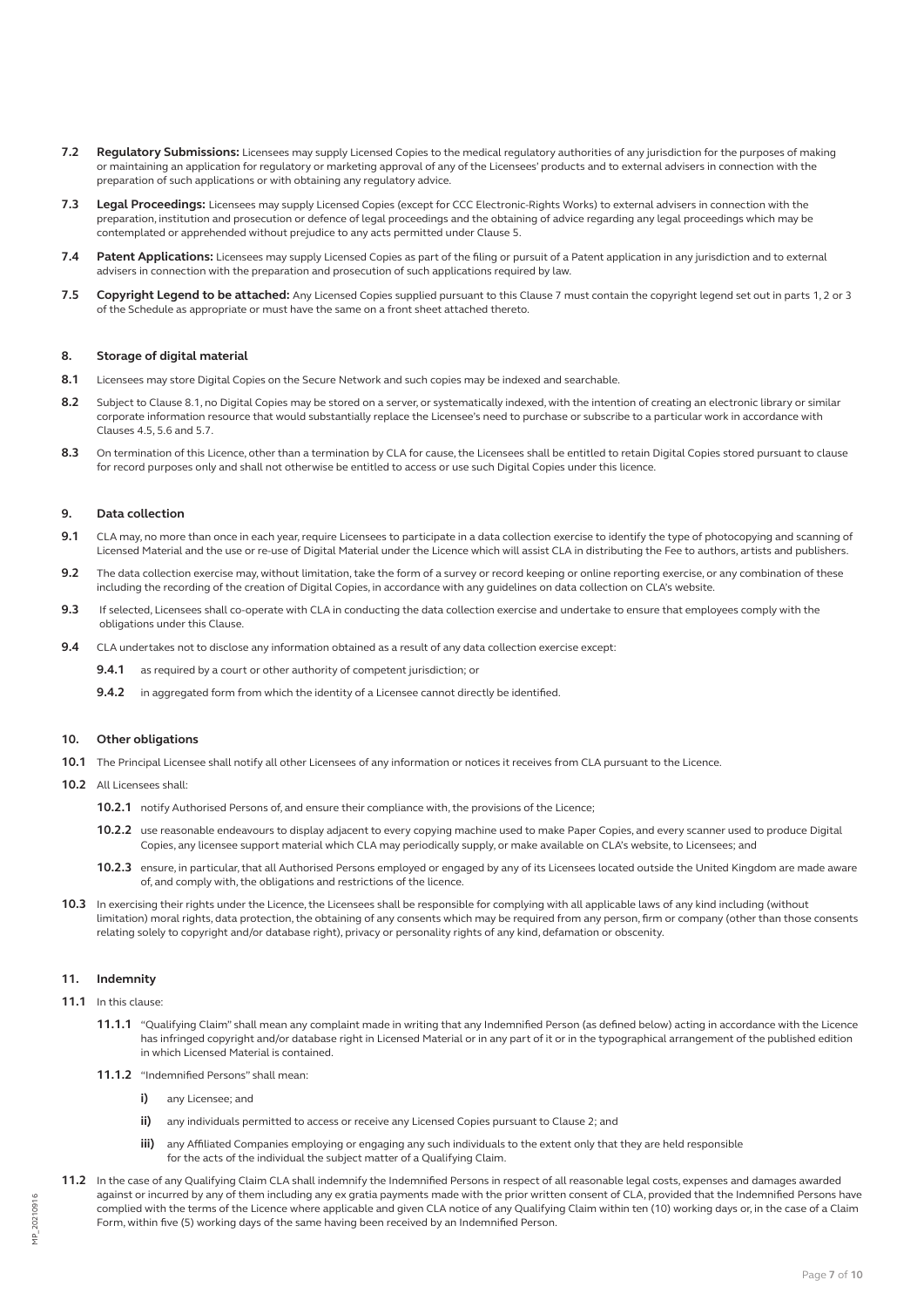**7.2 Regulatory Submissions:** Licensees may supply Licensed Copies to the medical regulatory authorities of any jurisdiction for the purposes of making or maintaining an application for regulatory or marketing approval of any of the Licensees' products and to external advisers in connection with the preparation of such applications or with obtaining any regulatory advice.

**7.3 Legal Proceedings:** Licensees may supply Licensed Copies (except for CCC Electronic-Rights Works) to external advisers in connection with the preparation, institution and prosecution or defence of legal proceedings and the obtaining of advice regarding any legal proceedings which may be contemplated or apprehended without prejudice to any acts permitted under Clause 5.

**7.4 Patent Applications:** Licensees may supply Licensed Copies as part of the filing or pursuit of a Patent application in any jurisdiction and to external advisers in connection with the preparation and prosecution of such applications required by law.

**7.5 Copyright Legend to be attached:** Any Licensed Copies supplied pursuant to this Clause 7 must contain the copyright legend set out in parts 1, 2 or 3 of the Schedule as appropriate or must have the same on a front sheet attached thereto.

### 8. Storage of digital material

**8.1** Licensees may store Digital Copies on the Secure Network and such copies may be indexed and searchable.

**8.2** Subject to Clause 8.1, no Digital Copies may be stored on a server, or systematically indexed, with the intention of creating an electronic library or similar corporate information resource that would substantially replace the Licensee's need to purchase or subscribe to a particular work in accordance with Clauses 4.5, 5.6 and 5.7.

**8.3** On termination of this Licence, other than a termination by CLA for cause, the Licensees shall be entitled to retain Digital Copies stored pursuant to clause for record purposes only and shall not otherwise be entitled to access or use such Digital Copies under this licence.

### 9. Data collection

**9.1** CLA may, no more than once in each year, require Licensees to participate in a data collection exercise to identify the type of photocopying and scanning of Licensed Material and the use or re-use of Digital Material under the Licence which will assist CLA in distributing the Fee to authors, artists and publishers.

**9.2** The data collection exercise may, without limitation, take the form of a survey or record keeping or online reporting exercise, or any combination of these including the recording of the creation of Digital Copies, in accordance with any guidelines on data collection on CLA's website.

**9.3** If selected, Licensees shall co-operate with CLA in conducting the data collection exercise and undertake to ensure that employees comply with the obligations under this Clause.

**9.4** CLA undertakes not to disclose any information obtained as a result of any data collection exercise except:

- **9.4.1** as required by a court or other authority of competent jurisdiction; or
- **9.4.2** in aggregated form from which the identity of a Licensee cannot directly be identified.

### 10. Other obligations

**10.1** The Principal Licensee shall notify all other Licensees of any information or notices it receives from CLA pursuant to the Licence.

**10.2** All Licensees shall:

- **10.2.1** notify Authorised Persons of, and ensure their compliance with, the provisions of the Licence;
- **10.2.2** use reasonable endeavours to display adjacent to every copying machine used to make Paper Copies, and every scanner used to produce Digital Copies, any licensee support material which CLA may periodically supply, or make available on CLA's website, to Licensees; and
- **10.2.3** ensure, in particular, that all Authorised Persons employed or engaged by any of its Licensees located outside the United Kingdom are made aware of, and comply with, the obligations and restrictions of the licence.

**10.3** In exercising their rights under the Licence, the Licensees shall be responsible for complying with all applicable laws of any kind including (without limitation) moral rights, data protection, the obtaining of any consents which may be required from any person, firm or company (other than those consents relating solely to copyright and/or database right), privacy or personality rights of any kind, defamation or obscenity.

### 11. Indemnity

**11.1** In this clause:

- **11.1.1** "Qualifying Claim" shall mean any complaint made in writing that any Indemnified Person (as defined below) acting in accordance with the Licence has infringed copyright and/or database right in Licensed Material or in any part of it or in the typographical arrangement of the published edition in which Licensed Material is contained.
- **11.1.2** "Indemnified Persons" shall mean:
  - **i)** any Licensee; and
  - **ii)** any individuals permitted to access or receive any Licensed Copies pursuant to Clause 2; and
  - **iii)** any Affiliated Companies employing or engaging any such individuals to the extent only that they are held responsible for the acts of the individual the subject matter of a Qualifying Claim.

**11.2** In the case of any Qualifying Claim CLA shall indemnify the Indemnified Persons in respect of all reasonable legal costs, expenses and damages awarded against or incurred by any of them including any ex gratia payments made with the prior written consent of CLA, provided that the Indemnified Persons have complied with the terms of the Licence where applicable and given CLA notice of any Qualifying Claim within ten (10) working days or, in the case of a Claim Form, within five (5) working days of the same having been received by an Indemnified Person.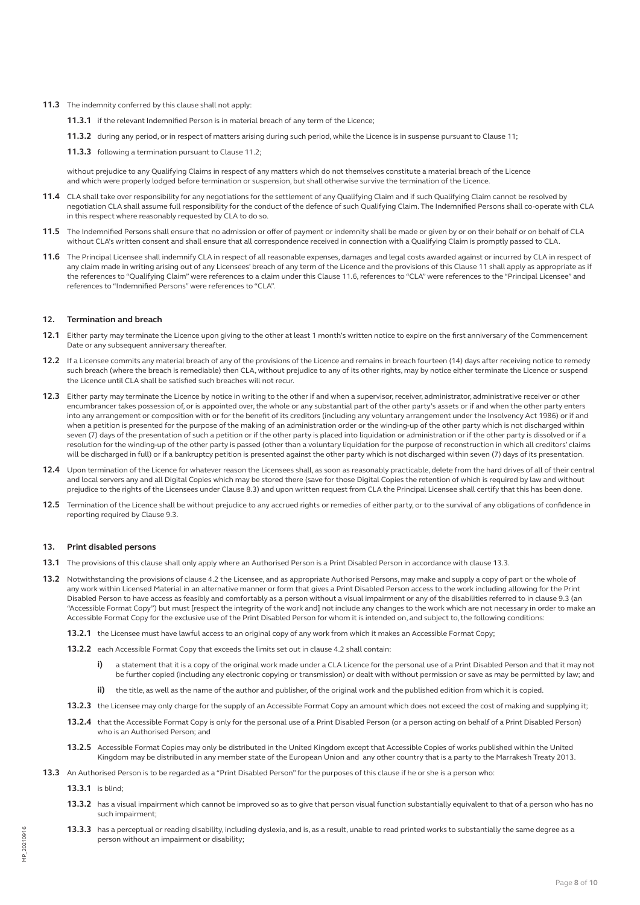**11.3** The indemnity conferred by this clause shall not apply:

**11.3.1** if the relevant Indemnified Person is in material breach of any term of the Licence;

**11.3.2** during any period, or in respect of matters arising during such period, while the Licence is in suspense pursuant to Clause 11;

**11.3.3** following a termination pursuant to Clause 11.2;

without prejudice to any Qualifying Claims in respect of any matters which do not themselves constitute a material breach of the Licence and which were properly lodged before termination or suspension, but shall otherwise survive the termination of the Licence.

**11.4** CLA shall take over responsibility for any negotiations for the settlement of any Qualifying Claim and if such Qualifying Claim cannot be resolved by negotiation CLA shall assume full responsibility for the conduct of the defence of such Qualifying Claim. The Indemnified Persons shall co-operate with CLA in this respect where reasonably requested by CLA to do so.

**11.5** The Indemnified Persons shall ensure that no admission or offer of payment or indemnity shall be made or given by or on their behalf or on behalf of CLA without CLA's written consent and shall ensure that all correspondence received in connection with a Qualifying Claim is promptly passed to CLA.

**11.6** The Principal Licensee shall indemnify CLA in respect of all reasonable expenses, damages and legal costs awarded against or incurred by CLA in respect of any claim made in writing arising out of any Licensees' breach of any term of the Licence and the provisions of this Clause 11 shall apply as appropriate as if the references to "Qualifying Claim" were references to a claim under this Clause 11.6, references to "CLA" were references to the "Principal Licensee" and references to "Indemnified Persons" were references to "CLA".

## 12. Termination and breach

**12.1** Either party may terminate the Licence upon giving to the other at least 1 month's written notice to expire on the first anniversary of the Commencement Date or any subsequent anniversary thereafter.

**12.2** If a Licensee commits any material breach of any of the provisions of the Licence and remains in breach fourteen (14) days after receiving notice to remedy such breach (where the breach is remediable) then CLA, without prejudice to any of its other rights, may by notice either terminate the Licence or suspend the Licence until CLA shall be satisfied such breaches will not recur.

**12.3** Either party may terminate the Licence by notice in writing to the other if and when a supervisor, receiver, administrator, administrative receiver or other encumbrancer takes possession of, or is appointed over, the whole or any substantial part of the other party's assets or if and when the other party enters into any arrangement or composition with or for the benefit of its creditors (including any voluntary arrangement under the Insolvency Act 1986) or if and when a petition is presented for the purpose of the making of an administration order or the winding-up of the other party which is not discharged within seven (7) days of the presentation of such a petition or if the other party is placed into liquidation or administration or if the other party is dissolved or if a resolution for the winding-up of the other party is passed (other than a voluntary liquidation for the purpose of reconstruction in which all creditors' claims will be discharged in full) or if a bankruptcy petition is presented against the other party which is not discharged within seven (7) days of its presentation.

**12.4** Upon termination of the Licence for whatever reason the Licensees shall, as soon as reasonably practicable, delete from the hard drives of all of their central and local servers any and all Digital Copies which may be stored there (save for those Digital Copies the retention of which is required by law and without prejudice to the rights of the Licensees under Clause 8.3) and upon written request from CLA the Principal Licensee shall certify that this has been done.

**12.5** Termination of the Licence shall be without prejudice to any accrued rights or remedies of either party, or to the survival of any obligations of confidence in reporting required by Clause 9.3.

## 13. Print disabled persons

**13.1** The provisions of this clause shall only apply where an Authorised Person is a Print Disabled Person in accordance with clause 13.3.

**13.2** Notwithstanding the provisions of clause 4.2 the Licensee, and as appropriate Authorised Persons, may make and supply a copy of part or the whole of any work within Licensed Material in an alternative manner or form that gives a Print Disabled Person access to the work including allowing for the Print Disabled Person to have access as feasibly and comfortably as a person without a visual impairment or any of the disabilities referred to in clause 9.3 (an "Accessible Format Copy") but must [respect the integrity of the work and] not include any changes to the work which are not necessary in order to make an Accessible Format Copy for the exclusive use of the Print Disabled Person for whom it is intended on, and subject to, the following conditions:

**13.2.1** the Licensee must have lawful access to an original copy of any work from which it makes an Accessible Format Copy;

**13.2.2** each Accessible Format Copy that exceeds the limits set out in clause 4.2 shall contain:

**i)** a statement that it is a copy of the original work made under a CLA Licence for the personal use of a Print Disabled Person and that it may not be further copied (including any electronic copying or transmission) or dealt with without permission or save as may be permitted by law; and

**ii)** the title, as well as the name of the author and publisher, of the original work and the published edition from which it is copied.

**13.2.3** the Licensee may only charge for the supply of an Accessible Format Copy an amount which does not exceed the cost of making and supplying it;

**13.2.4** that the Accessible Format Copy is only for the personal use of a Print Disabled Person (or a person acting on behalf of a Print Disabled Person) who is an Authorised Person; and

**13.2.5** Accessible Format Copies may only be distributed in the United Kingdom except that Accessible Copies of works published within the United Kingdom may be distributed in any member state of the European Union and any other country that is a party to the Marrakesh Treaty 2013.

**13.3** An Authorised Person is to be regarded as a "Print Disabled Person" for the purposes of this clause if he or she is a person who:

**13.3.1** is blind;

**13.3.2** has a visual impairment which cannot be improved so as to give that person visual function substantially equivalent to that of a person who has no such impairment;

**13.3.3** has a perceptual or reading disability, including dyslexia, and is, as a result, unable to read printed works to substantially the same degree as a person without an impairment or disability;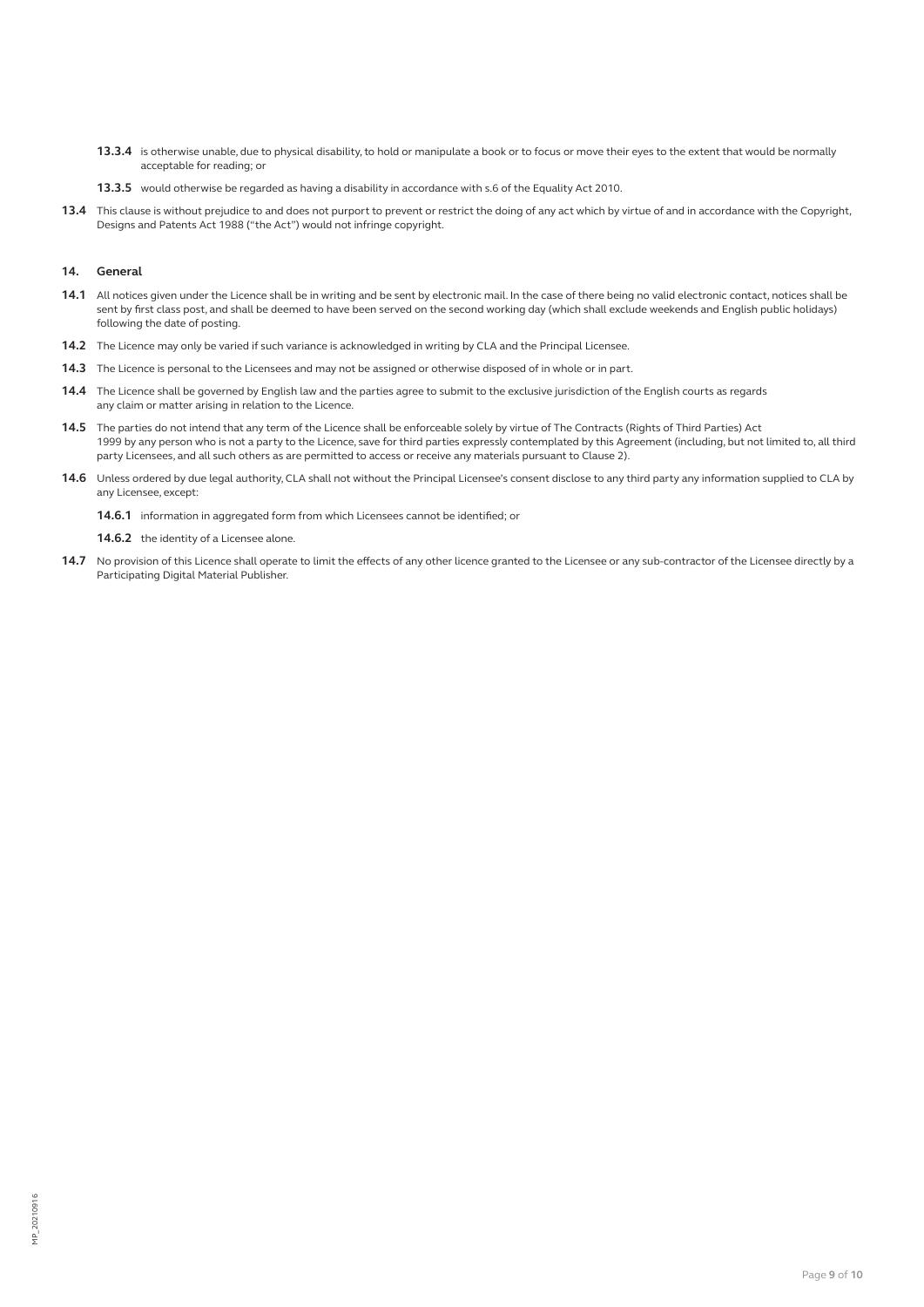**13.3.4** is otherwise unable, due to physical disability, to hold or manipulate a book or to focus or move their eyes to the extent that would be normally acceptable for reading; or

**13.3.5** would otherwise be regarded as having a disability in accordance with s.6 of the Equality Act 2010.

**13.4** This clause is without prejudice to and does not purport to prevent or restrict the doing of any act which by virtue of and in accordance with the Copyright, Designs and Patents Act 1988 ("the Act") would not infringe copyright.

## 14. General

**14.1** All notices given under the Licence shall be in writing and be sent by electronic mail. In the case of there being no valid electronic contact, notices shall be sent by first class post, and shall be deemed to have been served on the second working day (which shall exclude weekends and English public holidays) following the date of posting.

**14.2** The Licence may only be varied if such variance is acknowledged in writing by CLA and the Principal Licensee.

**14.3** The Licence is personal to the Licensees and may not be assigned or otherwise disposed of in whole or in part.

**14.4** The Licence shall be governed by English law and the parties agree to submit to the exclusive jurisdiction of the English courts as regards any claim or matter arising in relation to the Licence.

**14.5** The parties do not intend that any term of the Licence shall be enforceable solely by virtue of The Contracts (Rights of Third Parties) Act 1999 by any person who is not a party to the Licence, save for third parties expressly contemplated by this Agreement (including, but not limited to, all third party Licensees, and all such others as are permitted to access or receive any materials pursuant to Clause 2).

**14.6** Unless ordered by due legal authority, CLA shall not without the Principal Licensee's consent disclose to any third party any information supplied to CLA by any Licensee, except:

**14.6.1** information in aggregated form from which Licensees cannot be identified; or

**14.6.2** the identity of a Licensee alone.

**14.7** No provision of this Licence shall operate to limit the effects of any other licence granted to the Licensee or any sub-contractor of the Licensee directly by a Participating Digital Material Publisher.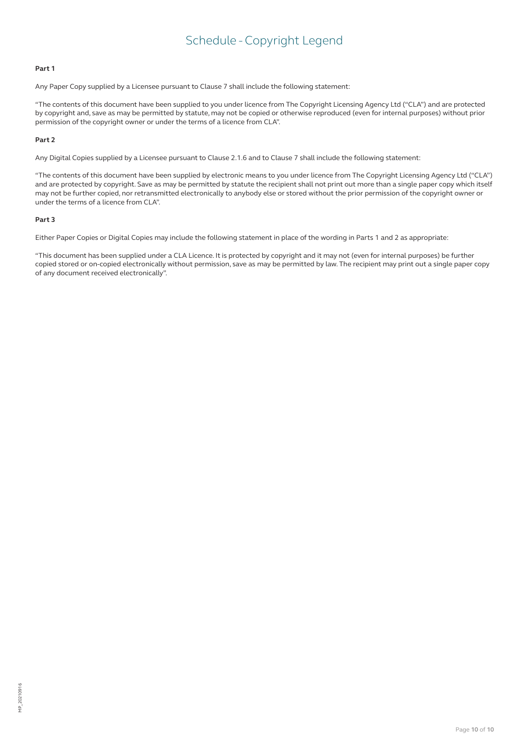# Schedule - Copyright Legend

**Part 1**

Any Paper Copy supplied by a Licensee pursuant to Clause 7 shall include the following statement:

"The contents of this document have been supplied to you under licence from The Copyright Licensing Agency Ltd ("CLA") and are protected by copyright and, save as may be permitted by statute, may not be copied or otherwise reproduced (even for internal purposes) without prior permission of the copyright owner or under the terms of a licence from CLA".

**Part 2**

Any Digital Copies supplied by a Licensee pursuant to Clause 2.1.6 and to Clause 7 shall include the following statement:

"The contents of this document have been supplied by electronic means to you under licence from The Copyright Licensing Agency Ltd ("CLA") and are protected by copyright. Save as may be permitted by statute the recipient shall not print out more than a single paper copy which itself may not be further copied, nor retransmitted electronically to anybody else or stored without the prior permission of the copyright owner or under the terms of a licence from CLA".

**Part 3**

Either Paper Copies or Digital Copies may include the following statement in place of the wording in Parts 1 and 2 as appropriate:

"This document has been supplied under a CLA Licence. It is protected by copyright and it may not (even for internal purposes) be further copied stored or on-copied electronically without permission, save as may be permitted by law. The recipient may print out a single paper copy of any document received electronically".